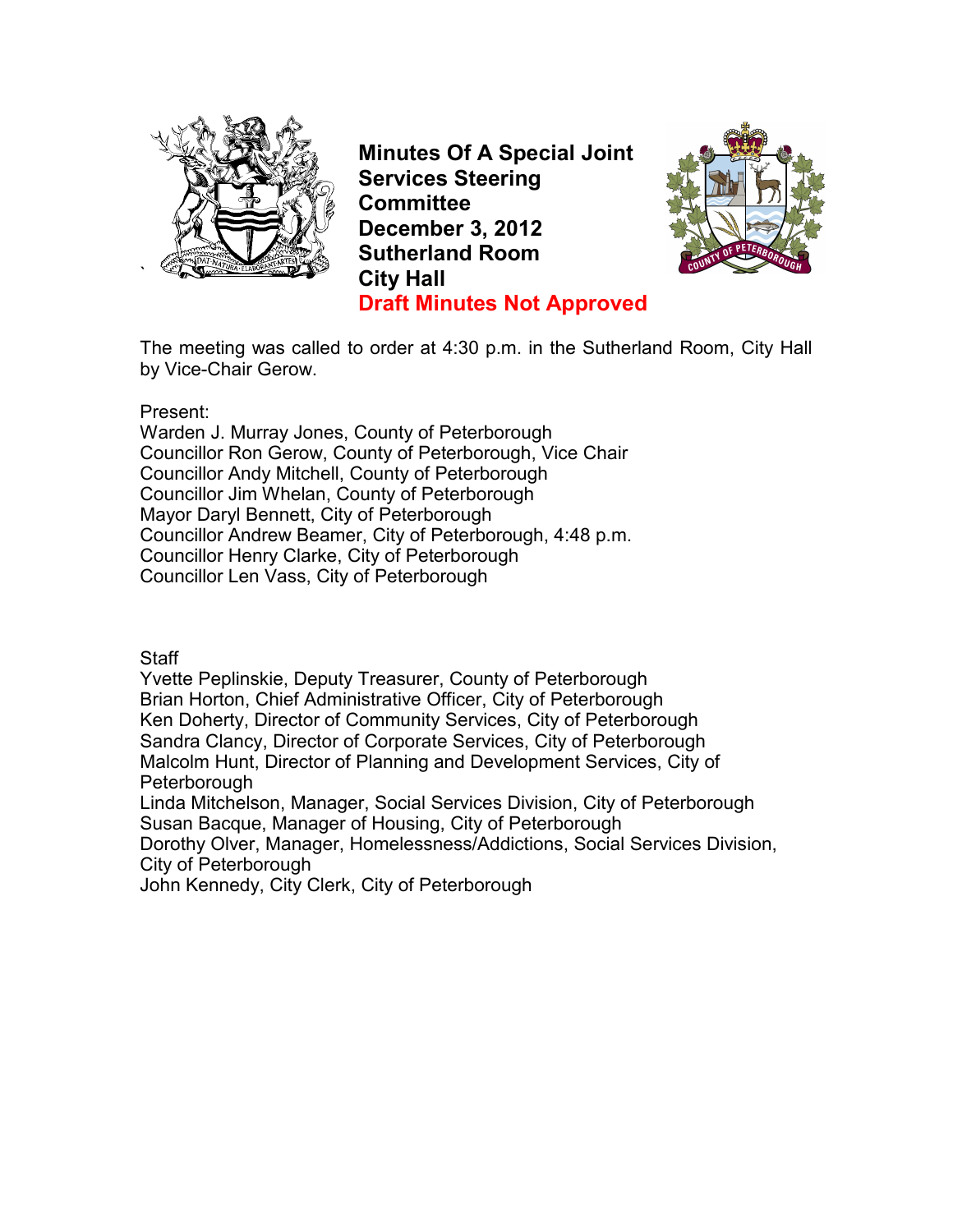# Minutes Of A Special Joint Services Steering Committee
**December 3, 2012**
**Sutherland Room**
**City Hall**
**Draft Minutes Not Approved**

The meeting was called to order at 4:30 p.m. in the Sutherland Room, City Hall by Vice-Chair Gerow.

Present:
Warden J. Murray Jones, County of Peterborough
Councillor Ron Gerow, County of Peterborough, Vice Chair
Councillor Andy Mitchell, County of Peterborough
Councillor Jim Whelan, County of Peterborough
Mayor Daryl Bennett, City of Peterborough
Councillor Andrew Beamer, City of Peterborough, 4:48 p.m.
Councillor Henry Clarke, City of Peterborough
Councillor Len Vass, City of Peterborough

Staff
Yvette Peplinskie, Deputy Treasurer, County of Peterborough
Brian Horton, Chief Administrative Officer, City of Peterborough
Ken Doherty, Director of Community Services, City of Peterborough
Sandra Clancy, Director of Corporate Services, City of Peterborough
Malcolm Hunt, Director of Planning and Development Services, City of Peterborough
Linda Mitchelson, Manager, Social Services Division, City of Peterborough
Susan Bacque, Manager of Housing, City of Peterborough
Dorothy Olver, Manager, Homelessness/Addictions, Social Services Division, City of Peterborough
John Kennedy, City Clerk, City of Peterborough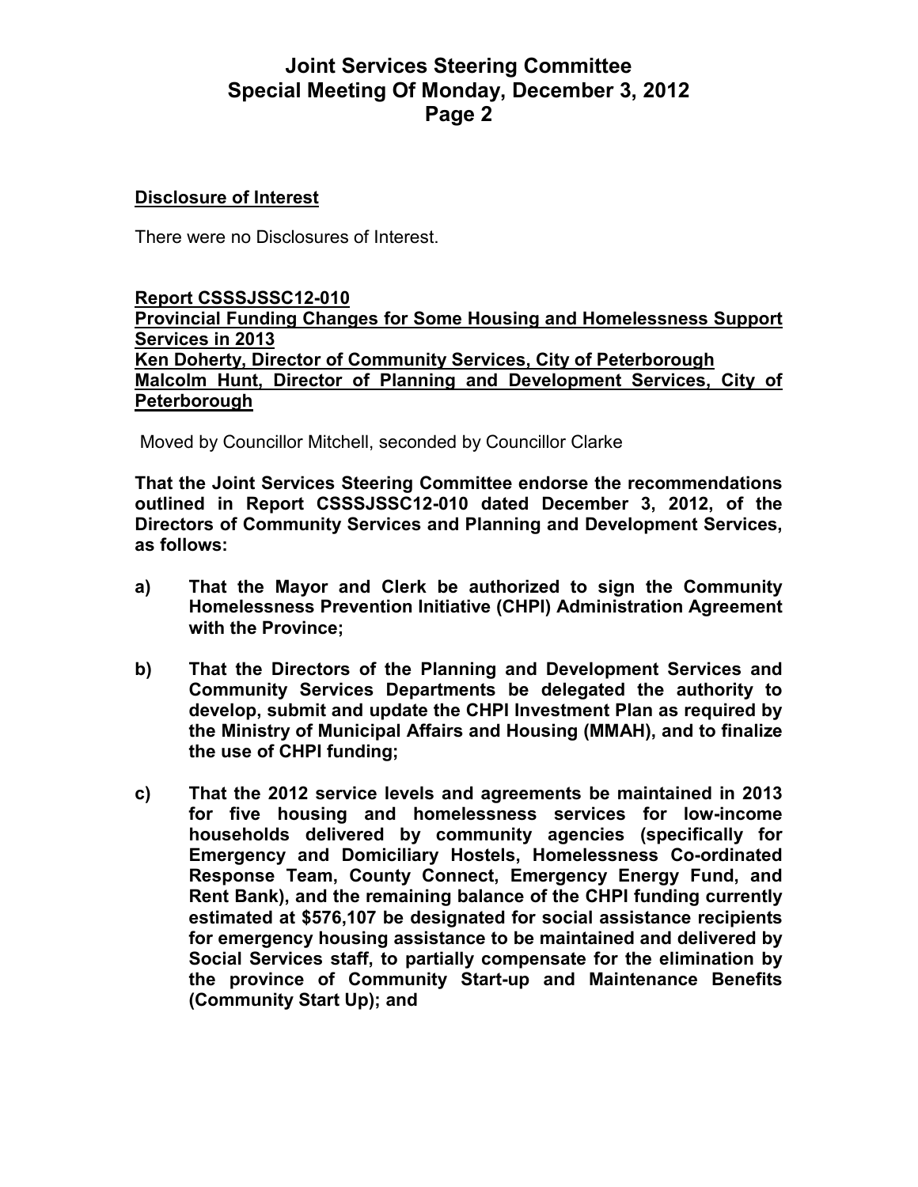**Disclosure of Interest**

There were no Disclosures of Interest.

**Report CSSSJSSC12-010**
**Provincial Funding Changes for Some Housing and Homelessness Support Services in 2013**
**Ken Doherty, Director of Community Services, City of Peterborough**
**Malcolm Hunt, Director of Planning and Development Services, City of Peterborough**

Moved by Councillor Mitchell, seconded by Councillor Clarke

**That the Joint Services Steering Committee endorse the recommendations outlined in Report CSSSJSSC12-010 dated December 3, 2012, of the Directors of Community Services and Planning and Development Services, as follows:**

**a) That the Mayor and Clerk be authorized to sign the Community Homelessness Prevention Initiative (CHPI) Administration Agreement with the Province;**

**b) That the Directors of the Planning and Development Services and Community Services Departments be delegated the authority to develop, submit and update the CHPI Investment Plan as required by the Ministry of Municipal Affairs and Housing (MMAH), and to finalize the use of CHPI funding;**

**c) That the 2012 service levels and agreements be maintained in 2013 for five housing and homelessness services for low-income households delivered by community agencies (specifically for Emergency and Domiciliary Hostels, Homelessness Co-ordinated Response Team, County Connect, Emergency Energy Fund, and Rent Bank), and the remaining balance of the CHPI funding currently estimated at $576,107 be designated for social assistance recipients for emergency housing assistance to be maintained and delivered by Social Services staff, to partially compensate for the elimination by the province of Community Start-up and Maintenance Benefits (Community Start Up); and**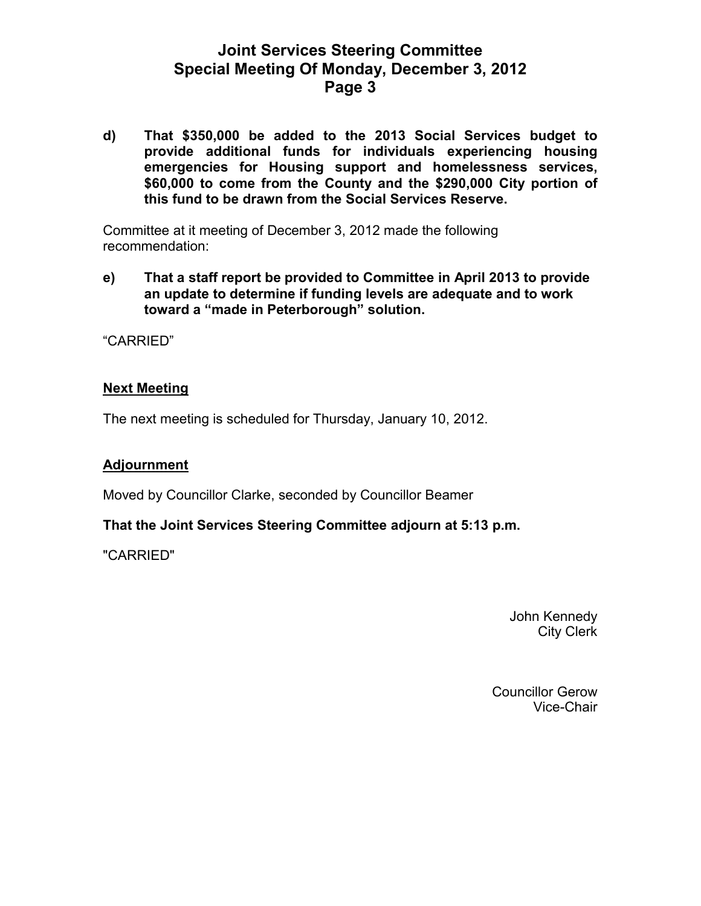**d) That $350,000 be added to the 2013 Social Services budget to provide additional funds for individuals experiencing housing emergencies for Housing support and homelessness services, $60,000 to come from the County and the $290,000 City portion of this fund to be drawn from the Social Services Reserve.**

Committee at it meeting of December 3, 2012 made the following recommendation:

**e) That a staff report be provided to Committee in April 2013 to provide an update to determine if funding levels are adequate and to work toward a "made in Peterborough" solution.**

"CARRIED"

## Next Meeting

The next meeting is scheduled for Thursday, January 10, 2012.

## Adjournment

Moved by Councillor Clarke, seconded by Councillor Beamer

**That the Joint Services Steering Committee adjourn at 5:13 p.m.**

"CARRIED"

John Kennedy
City Clerk

Councillor Gerow
Vice-Chair